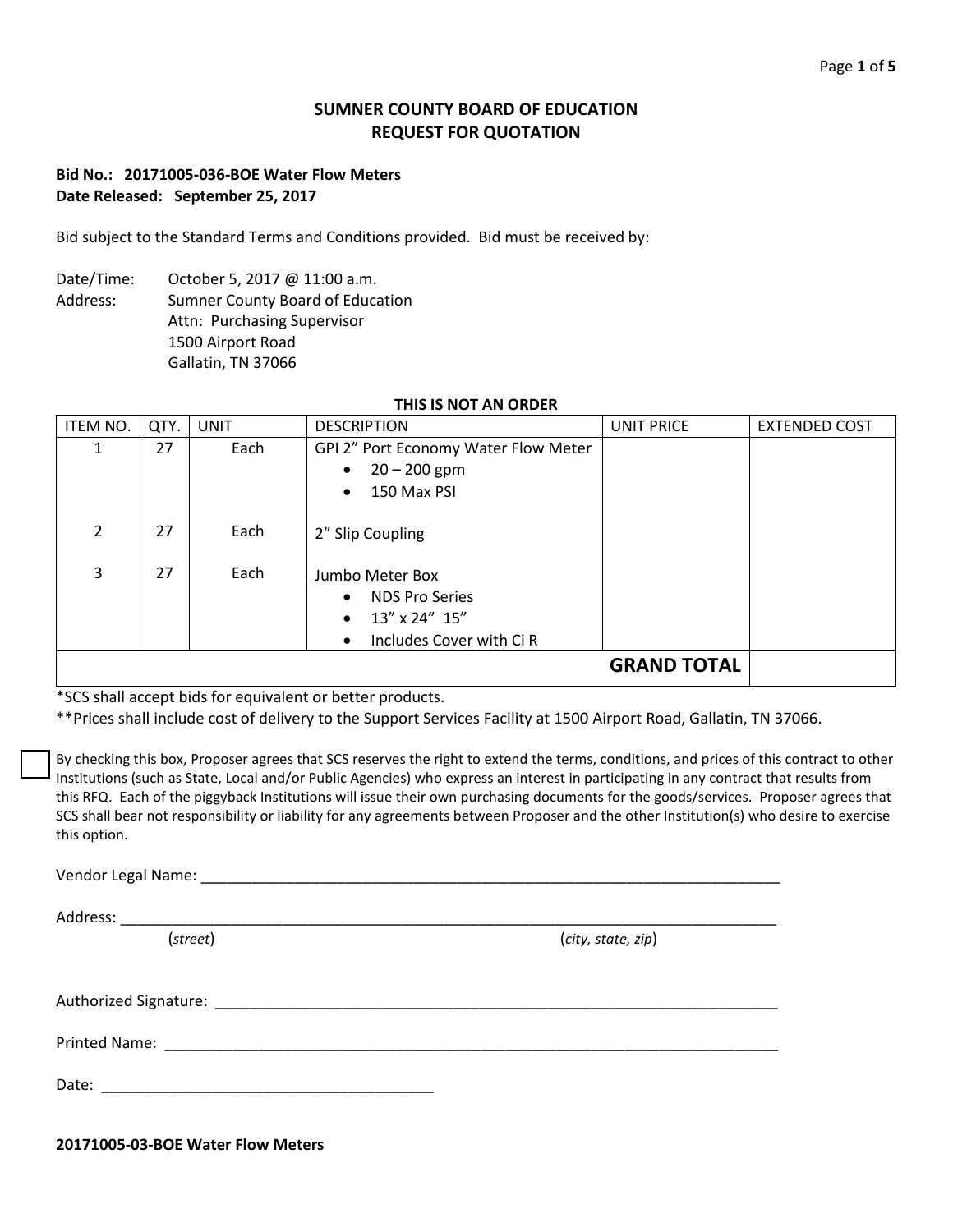# SUMNER COUNTY BOARD OF EDUCATION
## REQUEST FOR QUOTATION

**Bid No.: 20171005-036-BOE Water Flow Meters**
**Date Released: September 25, 2017**

Bid subject to the Standard Terms and Conditions provided. Bid must be received by:

Date/Time: October 5, 2017 @ 11:00 a.m.
Address: Sumner County Board of Education
Attn: Purchasing Supervisor
1500 Airport Road
Gallatin, TN 37066

**THIS IS NOT AN ORDER**

| ITEM NO. | QTY. | UNIT | DESCRIPTION | UNIT PRICE | EXTENDED COST |
|---|---|---|---|---|---|
| 1 | 27 | Each | GPI 2" Port Economy Water Flow Meter<br>• 20 – 200 gpm<br>• 150 Max PSI | | |
| 2 | 27 | Each | 2" Slip Coupling | | |
| 3 | 27 | Each | Jumbo Meter Box<br>• NDS Pro Series<br>• 13" x 24" 15"<br>• Includes Cover with Ci R | | |
| | | | | **GRAND TOTAL** | |

*SCS shall accept bids for equivalent or better products.
**Prices shall include cost of delivery to the Support Services Facility at 1500 Airport Road, Gallatin, TN 37066.

☐ By checking this box, Proposer agrees that SCS reserves the right to extend the terms, conditions, and prices of this contract to other Institutions (such as State, Local and/or Public Agencies) who express an interest in participating in any contract that results from this RFQ. Each of the piggyback Institutions will issue their own purchasing documents for the goods/services. Proposer agrees that SCS shall bear not responsibility or liability for any agreements between Proposer and the other Institution(s) who desire to exercise this option.

Vendor Legal Name: ______________________________________________

Address: ______________________________________________
(*street*) (*city, state, zip*)

Authorized Signature: ______________________________________________

Printed Name: ______________________________________________

Date: ____________________________

**20171005-03-BOE Water Flow Meters**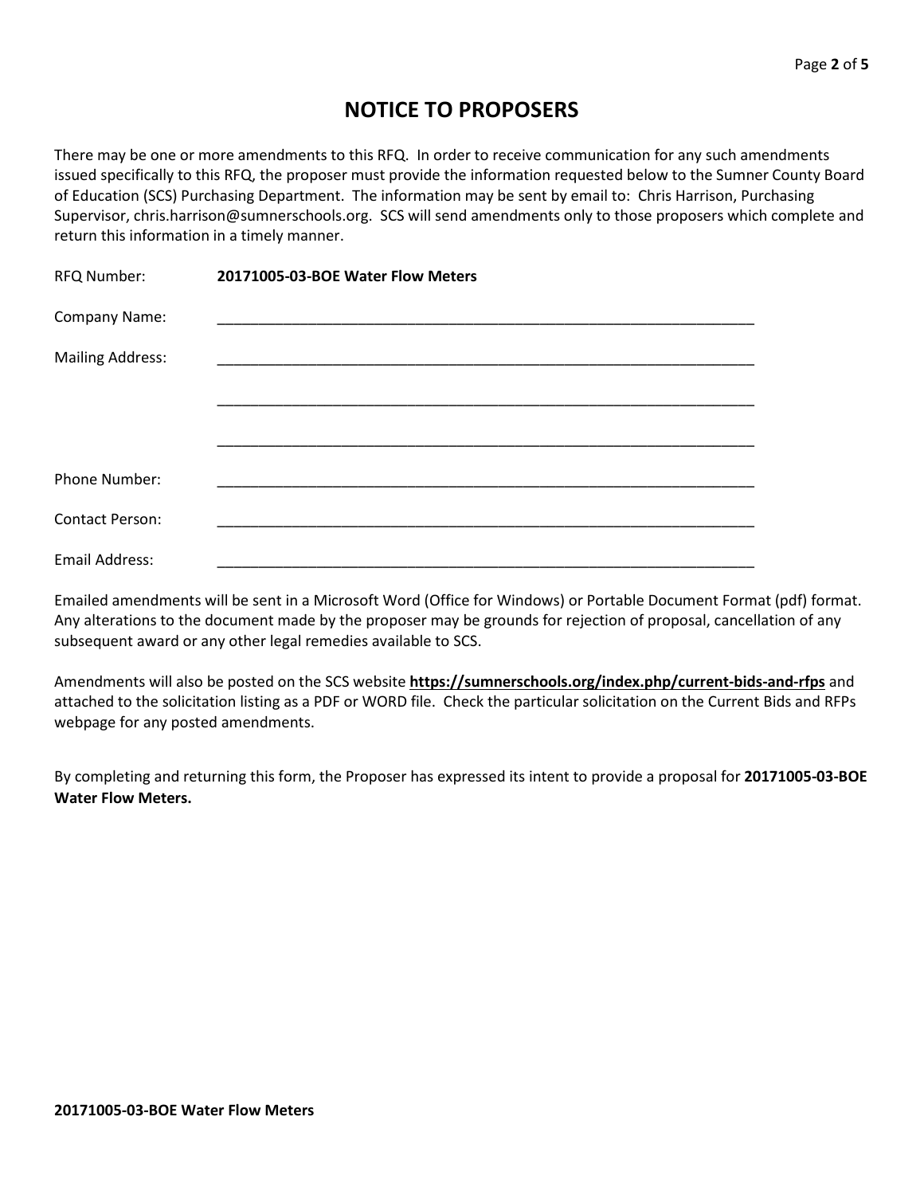# NOTICE TO PROPOSERS

There may be one or more amendments to this RFQ. In order to receive communication for any such amendments issued specifically to this RFQ, the proposer must provide the information requested below to the Sumner County Board of Education (SCS) Purchasing Department. The information may be sent by email to: Chris Harrison, Purchasing Supervisor, chris.harrison@sumnerschools.org. SCS will send amendments only to those proposers which complete and return this information in a timely manner.

RFQ Number: **20171005-03-BOE Water Flow Meters**

Company Name: ____________________________________________________________________

Mailing Address: ____________________________________________________________________

____________________________________________________________________

____________________________________________________________________

Phone Number: ____________________________________________________________________

Contact Person: ____________________________________________________________________

Email Address: ____________________________________________________________________

Emailed amendments will be sent in a Microsoft Word (Office for Windows) or Portable Document Format (pdf) format. Any alterations to the document made by the proposer may be grounds for rejection of proposal, cancellation of any subsequent award or any other legal remedies available to SCS.

Amendments will also be posted on the SCS website **https://sumnerschools.org/index.php/current-bids-and-rfps** and attached to the solicitation listing as a PDF or WORD file. Check the particular solicitation on the Current Bids and RFPs webpage for any posted amendments.

By completing and returning this form, the Proposer has expressed its intent to provide a proposal for **20171005-03-BOE Water Flow Meters.**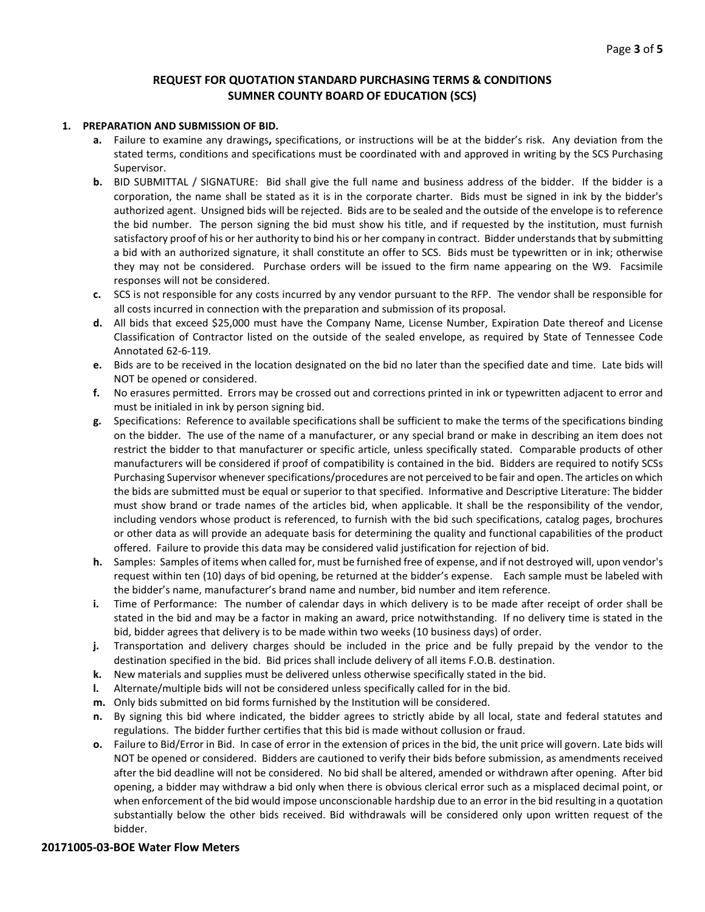## REQUEST FOR QUOTATION STANDARD PURCHASING TERMS & CONDITIONS
## SUMNER COUNTY BOARD OF EDUCATION (SCS)

1. **PREPARATION AND SUBMISSION OF BID.**
   - **a.** Failure to examine any drawings**,** specifications, or instructions will be at the bidder's risk. Any deviation from the stated terms, conditions and specifications must be coordinated with and approved in writing by the SCS Purchasing Supervisor.
   - **b.** BID SUBMITTAL / SIGNATURE: Bid shall give the full name and business address of the bidder. If the bidder is a corporation, the name shall be stated as it is in the corporate charter. Bids must be signed in ink by the bidder's authorized agent. Unsigned bids will be rejected. Bids are to be sealed and the outside of the envelope is to reference the bid number. The person signing the bid must show his title, and if requested by the institution, must furnish satisfactory proof of his or her authority to bind his or her company in contract. Bidder understands that by submitting a bid with an authorized signature, it shall constitute an offer to SCS. Bids must be typewritten or in ink; otherwise they may not be considered. Purchase orders will be issued to the firm name appearing on the W9. Facsimile responses will not be considered.
   - **c.** SCS is not responsible for any costs incurred by any vendor pursuant to the RFP. The vendor shall be responsible for all costs incurred in connection with the preparation and submission of its proposal.
   - **d.** All bids that exceed $25,000 must have the Company Name, License Number, Expiration Date thereof and License Classification of Contractor listed on the outside of the sealed envelope, as required by State of Tennessee Code Annotated 62-6-119.
   - **e.** Bids are to be received in the location designated on the bid no later than the specified date and time. Late bids will NOT be opened or considered.
   - **f.** No erasures permitted. Errors may be crossed out and corrections printed in ink or typewritten adjacent to error and must be initialed in ink by person signing bid.
   - **g.** Specifications: Reference to available specifications shall be sufficient to make the terms of the specifications binding on the bidder. The use of the name of a manufacturer, or any special brand or make in describing an item does not restrict the bidder to that manufacturer or specific article, unless specifically stated. Comparable products of other manufacturers will be considered if proof of compatibility is contained in the bid. Bidders are required to notify SCSs Purchasing Supervisor whenever specifications/procedures are not perceived to be fair and open. The articles on which the bids are submitted must be equal or superior to that specified. Informative and Descriptive Literature: The bidder must show brand or trade names of the articles bid, when applicable. It shall be the responsibility of the vendor, including vendors whose product is referenced, to furnish with the bid such specifications, catalog pages, brochures or other data as will provide an adequate basis for determining the quality and functional capabilities of the product offered. Failure to provide this data may be considered valid justification for rejection of bid.
   - **h.** Samples: Samples of items when called for, must be furnished free of expense, and if not destroyed will, upon vendor's request within ten (10) days of bid opening, be returned at the bidder's expense. Each sample must be labeled with the bidder's name, manufacturer's brand name and number, bid number and item reference.
   - **i.** Time of Performance: The number of calendar days in which delivery is to be made after receipt of order shall be stated in the bid and may be a factor in making an award, price notwithstanding. If no delivery time is stated in the bid, bidder agrees that delivery is to be made within two weeks (10 business days) of order.
   - **j.** Transportation and delivery charges should be included in the price and be fully prepaid by the vendor to the destination specified in the bid. Bid prices shall include delivery of all items F.O.B. destination.
   - **k.** New materials and supplies must be delivered unless otherwise specifically stated in the bid.
   - **l.** Alternate/multiple bids will not be considered unless specifically called for in the bid.
   - **m.** Only bids submitted on bid forms furnished by the Institution will be considered.
   - **n.** By signing this bid where indicated, the bidder agrees to strictly abide by all local, state and federal statutes and regulations. The bidder further certifies that this bid is made without collusion or fraud.
   - **o.** Failure to Bid/Error in Bid. In case of error in the extension of prices in the bid, the unit price will govern. Late bids will NOT be opened or considered. Bidders are cautioned to verify their bids before submission, as amendments received after the bid deadline will not be considered. No bid shall be altered, amended or withdrawn after opening. After bid opening, a bidder may withdraw a bid only when there is obvious clerical error such as a misplaced decimal point, or when enforcement of the bid would impose unconscionable hardship due to an error in the bid resulting in a quotation substantially below the other bids received. Bid withdrawals will be considered only upon written request of the bidder.

**20171005-03-BOE Water Flow Meters**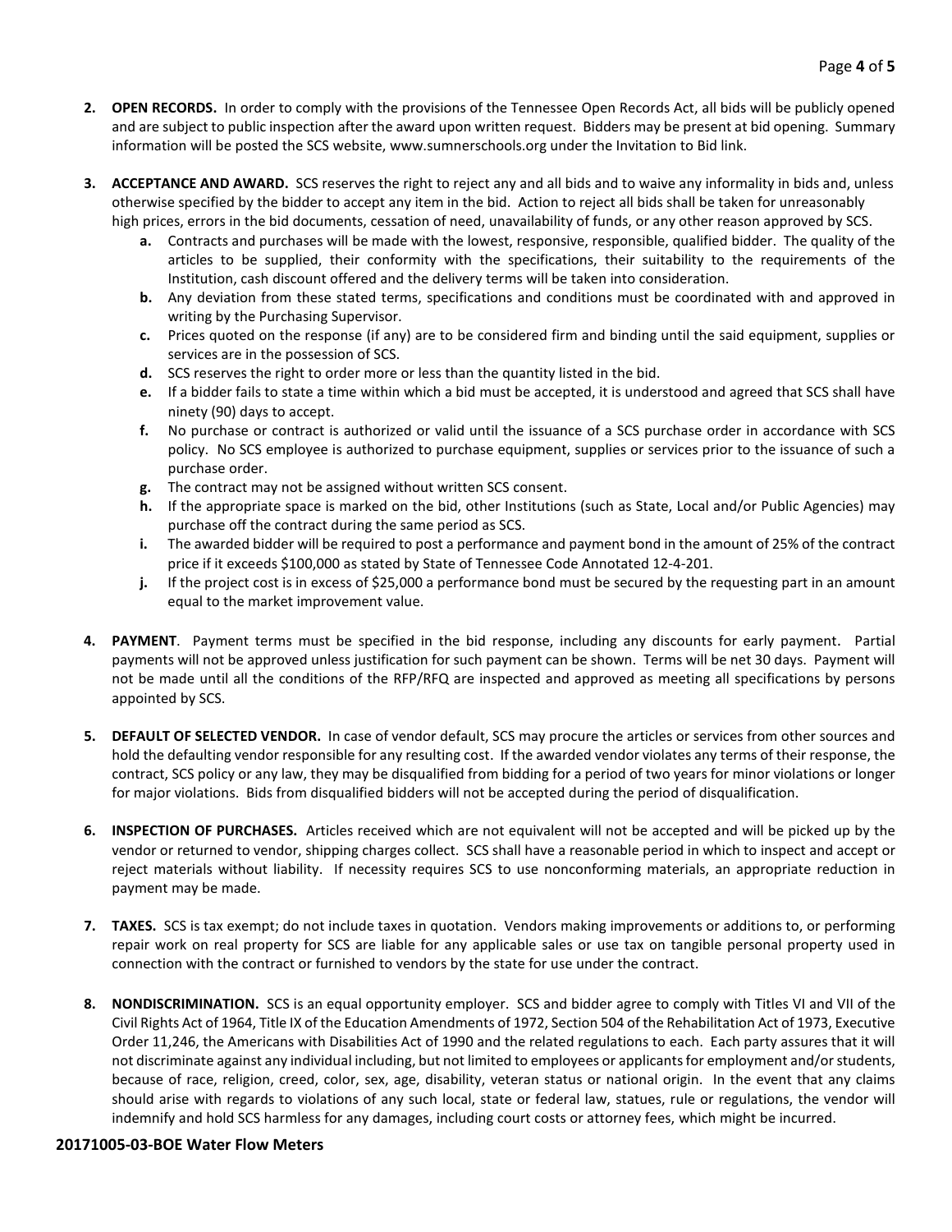2. **OPEN RECORDS.** In order to comply with the provisions of the Tennessee Open Records Act, all bids will be publicly opened and are subject to public inspection after the award upon written request. Bidders may be present at bid opening. Summary information will be posted the SCS website, www.sumnerschools.org under the Invitation to Bid link.

3. **ACCEPTANCE AND AWARD.** SCS reserves the right to reject any and all bids and to waive any informality in bids and, unless otherwise specified by the bidder to accept any item in the bid. Action to reject all bids shall be taken for unreasonably high prices, errors in the bid documents, cessation of need, unavailability of funds, or any other reason approved by SCS.
   - **a.** Contracts and purchases will be made with the lowest, responsive, responsible, qualified bidder. The quality of the articles to be supplied, their conformity with the specifications, their suitability to the requirements of the Institution, cash discount offered and the delivery terms will be taken into consideration.
   - **b.** Any deviation from these stated terms, specifications and conditions must be coordinated with and approved in writing by the Purchasing Supervisor.
   - **c.** Prices quoted on the response (if any) are to be considered firm and binding until the said equipment, supplies or services are in the possession of SCS.
   - **d.** SCS reserves the right to order more or less than the quantity listed in the bid.
   - **e.** If a bidder fails to state a time within which a bid must be accepted, it is understood and agreed that SCS shall have ninety (90) days to accept.
   - **f.** No purchase or contract is authorized or valid until the issuance of a SCS purchase order in accordance with SCS policy. No SCS employee is authorized to purchase equipment, supplies or services prior to the issuance of such a purchase order.
   - **g.** The contract may not be assigned without written SCS consent.
   - **h.** If the appropriate space is marked on the bid, other Institutions (such as State, Local and/or Public Agencies) may purchase off the contract during the same period as SCS.
   - **i.** The awarded bidder will be required to post a performance and payment bond in the amount of 25% of the contract price if it exceeds $100,000 as stated by State of Tennessee Code Annotated 12-4-201.
   - **j.** If the project cost is in excess of $25,000 a performance bond must be secured by the requesting part in an amount equal to the market improvement value.

4. **PAYMENT**. Payment terms must be specified in the bid response, including any discounts for early payment. Partial payments will not be approved unless justification for such payment can be shown. Terms will be net 30 days. Payment will not be made until all the conditions of the RFP/RFQ are inspected and approved as meeting all specifications by persons appointed by SCS.

5. **DEFAULT OF SELECTED VENDOR.** In case of vendor default, SCS may procure the articles or services from other sources and hold the defaulting vendor responsible for any resulting cost. If the awarded vendor violates any terms of their response, the contract, SCS policy or any law, they may be disqualified from bidding for a period of two years for minor violations or longer for major violations. Bids from disqualified bidders will not be accepted during the period of disqualification.

6. **INSPECTION OF PURCHASES.** Articles received which are not equivalent will not be accepted and will be picked up by the vendor or returned to vendor, shipping charges collect. SCS shall have a reasonable period in which to inspect and accept or reject materials without liability. If necessity requires SCS to use nonconforming materials, an appropriate reduction in payment may be made.

7. **TAXES.** SCS is tax exempt; do not include taxes in quotation. Vendors making improvements or additions to, or performing repair work on real property for SCS are liable for any applicable sales or use tax on tangible personal property used in connection with the contract or furnished to vendors by the state for use under the contract.

8. **NONDISCRIMINATION.** SCS is an equal opportunity employer. SCS and bidder agree to comply with Titles VI and VII of the Civil Rights Act of 1964, Title IX of the Education Amendments of 1972, Section 504 of the Rehabilitation Act of 1973, Executive Order 11,246, the Americans with Disabilities Act of 1990 and the related regulations to each. Each party assures that it will not discriminate against any individual including, but not limited to employees or applicants for employment and/or students, because of race, religion, creed, color, sex, age, disability, veteran status or national origin. In the event that any claims should arise with regards to violations of any such local, state or federal law, statues, rule or regulations, the vendor will indemnify and hold SCS harmless for any damages, including court costs or attorney fees, which might be incurred.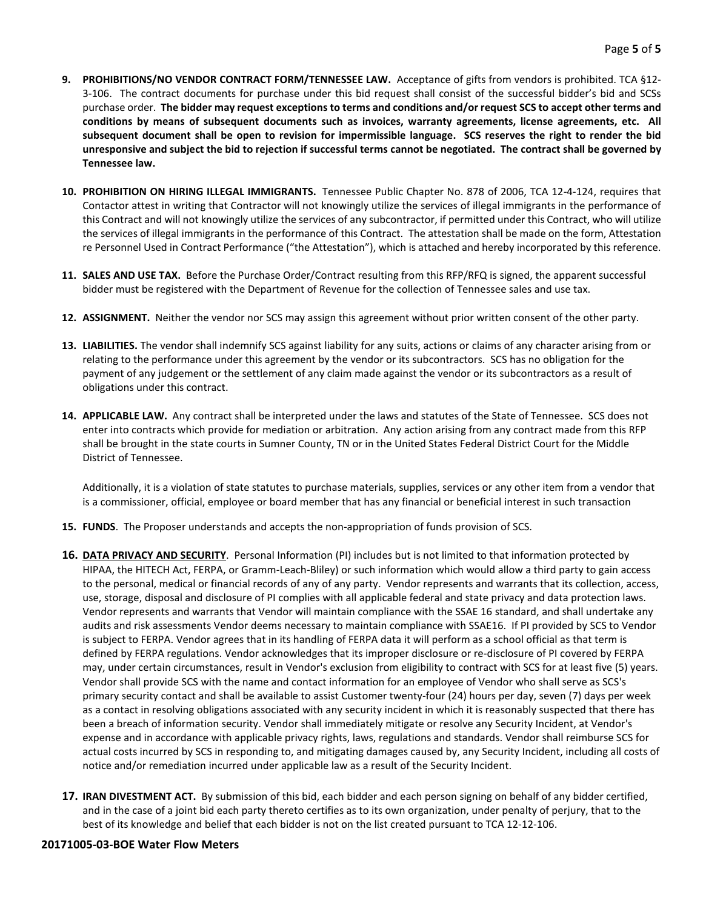9. **PROHIBITIONS/NO VENDOR CONTRACT FORM/TENNESSEE LAW.** Acceptance of gifts from vendors is prohibited. TCA §12-3-106. The contract documents for purchase under this bid request shall consist of the successful bidder's bid and SCSs purchase order. **The bidder may request exceptions to terms and conditions and/or request SCS to accept other terms and conditions by means of subsequent documents such as invoices, warranty agreements, license agreements, etc. All subsequent document shall be open to revision for impermissible language. SCS reserves the right to render the bid unresponsive and subject the bid to rejection if successful terms cannot be negotiated. The contract shall be governed by Tennessee law.**

10. **PROHIBITION ON HIRING ILLEGAL IMMIGRANTS.** Tennessee Public Chapter No. 878 of 2006, TCA 12-4-124, requires that Contactor attest in writing that Contractor will not knowingly utilize the services of illegal immigrants in the performance of this Contract and will not knowingly utilize the services of any subcontractor, if permitted under this Contract, who will utilize the services of illegal immigrants in the performance of this Contract. The attestation shall be made on the form, Attestation re Personnel Used in Contract Performance ("the Attestation"), which is attached and hereby incorporated by this reference.

11. **SALES AND USE TAX.** Before the Purchase Order/Contract resulting from this RFP/RFQ is signed, the apparent successful bidder must be registered with the Department of Revenue for the collection of Tennessee sales and use tax.

12. **ASSIGNMENT.** Neither the vendor nor SCS may assign this agreement without prior written consent of the other party.

13. **LIABILITIES.** The vendor shall indemnify SCS against liability for any suits, actions or claims of any character arising from or relating to the performance under this agreement by the vendor or its subcontractors. SCS has no obligation for the payment of any judgement or the settlement of any claim made against the vendor or its subcontractors as a result of obligations under this contract.

14. **APPLICABLE LAW.** Any contract shall be interpreted under the laws and statutes of the State of Tennessee. SCS does not enter into contracts which provide for mediation or arbitration. Any action arising from any contract made from this RFP shall be brought in the state courts in Sumner County, TN or in the United States Federal District Court for the Middle District of Tennessee.

    Additionally, it is a violation of state statutes to purchase materials, supplies, services or any other item from a vendor that is a commissioner, official, employee or board member that has any financial or beneficial interest in such transaction

15. **FUNDS**. The Proposer understands and accepts the non-appropriation of funds provision of SCS.

16. **<u>DATA PRIVACY AND SECURITY</u>**. Personal Information (PI) includes but is not limited to that information protected by HIPAA, the HITECH Act, FERPA, or Gramm-Leach-Bliley) or such information which would allow a third party to gain access to the personal, medical or financial records of any of any party. Vendor represents and warrants that its collection, access, use, storage, disposal and disclosure of PI complies with all applicable federal and state privacy and data protection laws. Vendor represents and warrants that Vendor will maintain compliance with the SSAE 16 standard, and shall undertake any audits and risk assessments Vendor deems necessary to maintain compliance with SSAE16. If PI provided by SCS to Vendor is subject to FERPA. Vendor agrees that in its handling of FERPA data it will perform as a school official as that term is defined by FERPA regulations. Vendor acknowledges that its improper disclosure or re-disclosure of PI covered by FERPA may, under certain circumstances, result in Vendor's exclusion from eligibility to contract with SCS for at least five (5) years. Vendor shall provide SCS with the name and contact information for an employee of Vendor who shall serve as SCS's primary security contact and shall be available to assist Customer twenty-four (24) hours per day, seven (7) days per week as a contact in resolving obligations associated with any security incident in which it is reasonably suspected that there has been a breach of information security. Vendor shall immediately mitigate or resolve any Security Incident, at Vendor's expense and in accordance with applicable privacy rights, laws, regulations and standards. Vendor shall reimburse SCS for actual costs incurred by SCS in responding to, and mitigating damages caused by, any Security Incident, including all costs of notice and/or remediation incurred under applicable law as a result of the Security Incident.

17. **IRAN DIVESTMENT ACT.** By submission of this bid, each bidder and each person signing on behalf of any bidder certified, and in the case of a joint bid each party thereto certifies as to its own organization, under penalty of perjury, that to the best of its knowledge and belief that each bidder is not on the list created pursuant to TCA 12-12-106.

**20171005-03-BOE Water Flow Meters**